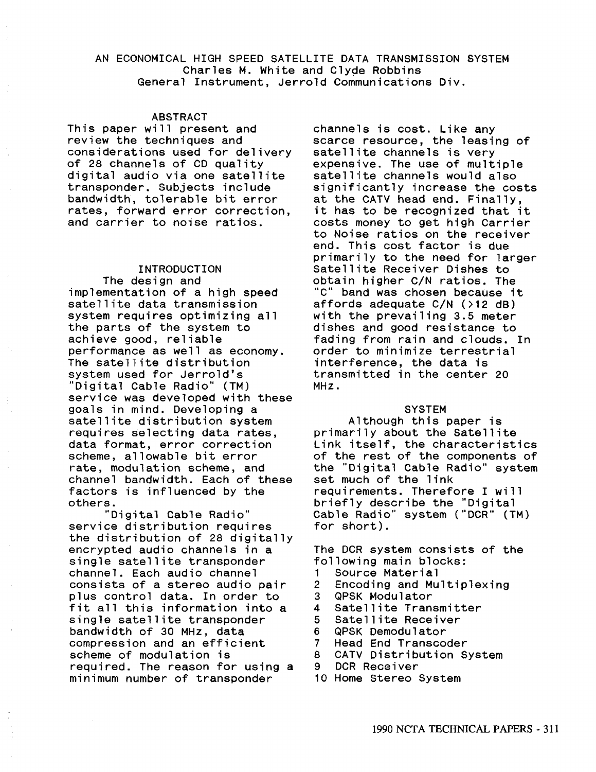# AN ECONOMICAL HIGH SPEED SATELLITE DATA TRANSMISSION SYSTEM

Charles M. White and Clyde Robbins
General Instrument, Jerrold Communications Div.

## ABSTRACT

This paper will present and review the techniques and considerations used for delivery of 28 channels of CD quality digital audio via one satellite transponder. Subjects include bandwidth, tolerable bit error rates, forward error correction, and carrier to noise ratios.

## INTRODUCTION

The design and implementation of a high speed satellite data transmission system requires optimizing all the parts of the system to achieve good, reliable performance as well as economy. The satellite distribution system used for Jerrold's "Digital Cable Radio" (TM) service was developed with these goals in mind. Developing a satellite distribution system requires selecting data rates, data format, error correction scheme, allowable bit error rate, modulation scheme, and channel bandwidth. Each of these factors is influenced by the others.

"Digital Cable Radio" service distribution requires the distribution of 28 digitally encrypted audio channels in a single satellite transponder channel. Each audio channel consists of a stereo audio pair plus control data. In order to fit all this information into a single satellite transponder bandwidth of 30 MHz, data compression and an efficient scheme of modulation is required. The reason for using a minimum number of transponder channels is cost. Like any scarce resource, the leasing of satellite channels is very expensive. The use of multiple satellite channels would also significantly increase the costs at the CATV head end. Finally, it has to be recognized that it costs money to get high Carrier to Noise ratios on the receiver end. This cost factor is due primarily to the need for larger Satellite Receiver Dishes to obtain higher C/N ratios. The "C" band was chosen because it affords adequate C/N (>12 dB) with the prevailing 3.5 meter dishes and good resistance to fading from rain and clouds. In order to minimize terrestrial interference, the data is transmitted in the center 20 MHz.

## SYSTEM

Although this paper is primarily about the Satellite Link itself, the characteristics of the rest of the components of the "Digital Cable Radio" system set much of the link requirements. Therefore I will briefly describe the "Digital Cable Radio" system ("DCR" (TM) for short).

The DCR system consists of the following main blocks:

1. Source Material
2. Encoding and Multiplexing
3. QPSK Modulator
4. Satellite Transmitter
5. Satellite Receiver
6. QPSK Demodulator
7. Head End Transcoder
8. CATV Distribution System
9. DCR Receiver
10. Home Stereo System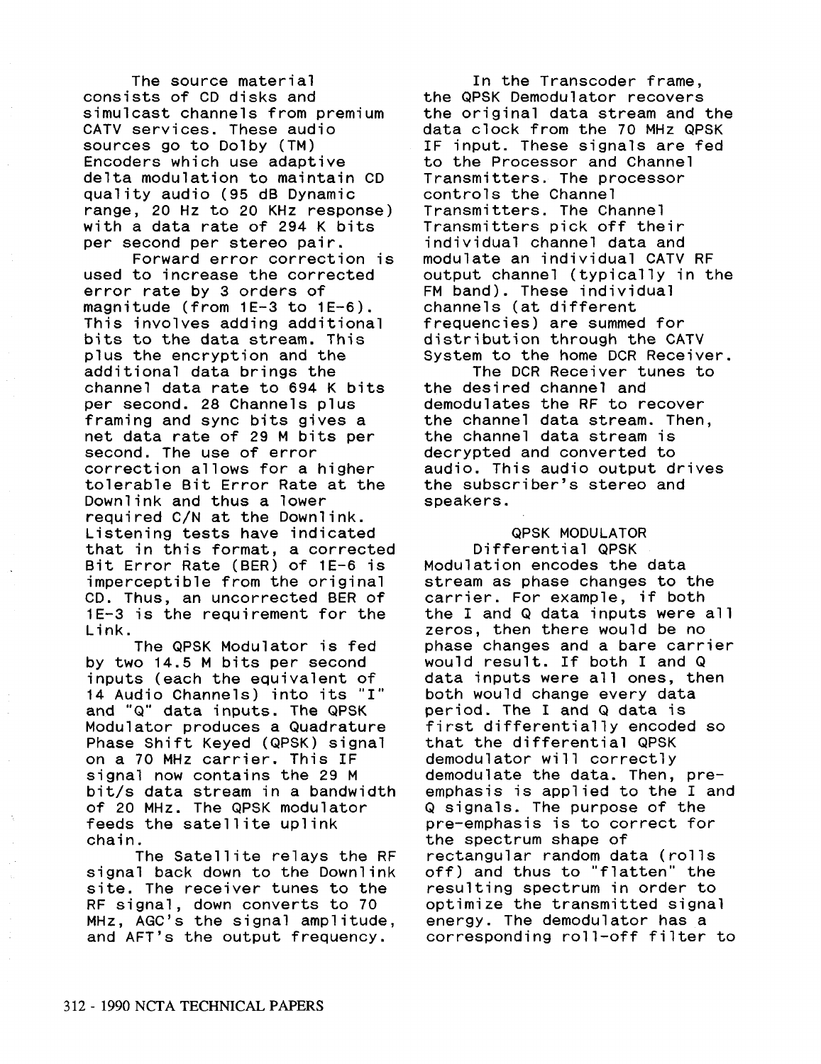The source material consists of CD disks and simulcast channels from premium CATV services. These audio sources go to Dolby (TM) Encoders which use adaptive delta modulation to maintain CD quality audio (95 dB Dynamic range, 20 Hz to 20 KHz response) with a data rate of 294 K bits per second per stereo pair.

Forward error correction is used to increase the corrected error rate by 3 orders of magnitude (from 1E-3 to 1E-6). This involves adding additional bits to the data stream. This plus the encryption and the additional data brings the channel data rate to 694 K bits per second. 28 Channels plus framing and sync bits gives a net data rate of 29 M bits per second. The use of error correction allows for a higher tolerable Bit Error Rate at the Downlink and thus a lower required C/N at the Downlink. Listening tests have indicated that in this format, a corrected Bit Error Rate (BER) of 1E-6 is imperceptible from the original CD. Thus, an uncorrected BER of 1E-3 is the requirement for the Link.

The QPSK Modulator is fed by two 14.5 M bits per second inputs (each the equivalent of 14 Audio Channels) into its "I" and "Q" data inputs. The QPSK Modulator produces a Quadrature Phase Shift Keyed (QPSK) signal on a 70 MHz carrier. This IF signal now contains the 29 M bit/s data stream in a bandwidth of 20 MHz. The QPSK modulator feeds the satellite uplink chain.

The Satellite relays the RF signal back down to the Downlink site. The receiver tunes to the RF signal, down converts to 70 MHz, AGC's the signal amplitude, and AFT's the output frequency.

In the Transcoder frame, the QPSK Demodulator recovers the original data stream and the data clock from the 70 MHz QPSK IF input. These signals are fed to the Processor and Channel Transmitters. The processor controls the Channel Transmitters. The Channel Transmitters pick off their individual channel data and modulate an individual CATV RF output channel (typically in the FM band). These individual channels (at different frequencies) are summed for distribution through the CATV System to the home DCR Receiver.

The DCR Receiver tunes to the desired channel and demodulates the RF to recover the channel data stream. Then, the channel data stream is decrypted and converted to audio. This audio output drives the subscriber's stereo and speakers.

## QPSK MODULATOR

Differential QPSK Modulation encodes the data stream as phase changes to the carrier. For example, if both the I and Q data inputs were all zeros, then there would be no phase changes and a bare carrier would result. If both I and Q data inputs were all ones, then both would change every data period. The I and Q data is first differentially encoded so that the differential QPSK demodulator will correctly demodulate the data. Then, pre-emphasis is applied to the I and Q signals. The purpose of the pre-emphasis is to correct for the spectrum shape of rectangular random data (rolls off) and thus to "flatten" the resulting spectrum in order to optimize the transmitted signal energy. The demodulator has a corresponding roll-off filter to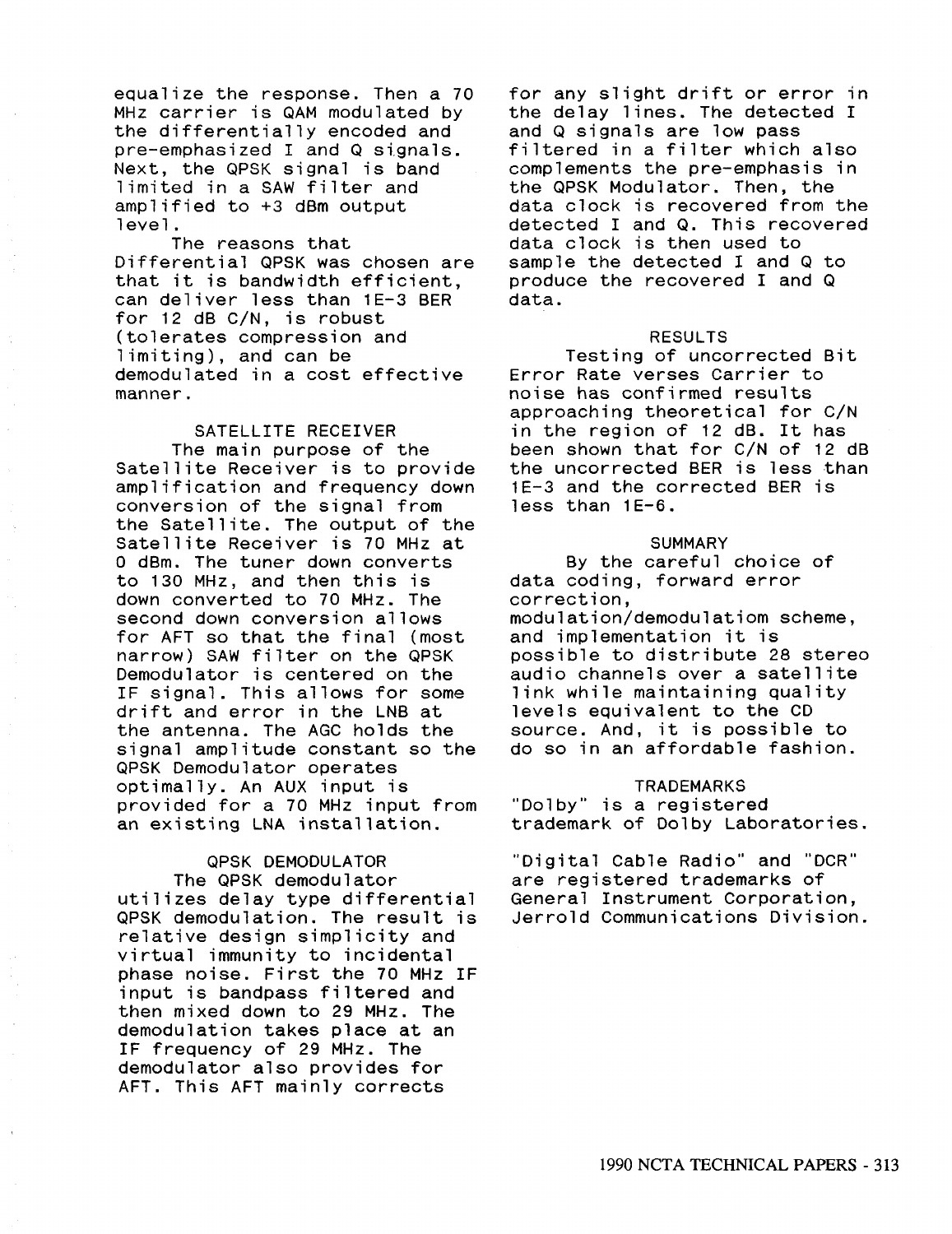equalize the response. Then a 70 MHz carrier is QAM modulated by the differentially encoded and pre-emphasized I and Q signals. Next, the QPSK signal is band limited in a SAW filter and amplified to +3 dBm output level.

The reasons that Differential QPSK was chosen are that it is bandwidth efficient, can deliver less than 1E-3 BER for 12 dB C/N, is robust (tolerates compression and limiting), and can be demodulated in a cost effective manner.

## SATELLITE RECEIVER

The main purpose of the Satellite Receiver is to provide amplification and frequency down conversion of the signal from the Satellite. The output of the Satellite Receiver is 70 MHz at 0 dBm. The tuner down converts to 130 MHz, and then this is down converted to 70 MHz. The second down conversion allows for AFT so that the final (most narrow) SAW filter on the QPSK Demodulator is centered on the IF signal. This allows for some drift and error in the LNB at the antenna. The AGC holds the signal amplitude constant so the QPSK Demodulator operates optimally. An AUX input is provided for a 70 MHz input from an existing LNA installation.

## QPSK DEMODULATOR

The QPSK demodulator utilizes delay type differential QPSK demodulation. The result is relative design simplicity and virtual immunity to incidental phase noise. First the 70 MHz IF input is bandpass filtered and then mixed down to 29 MHz. The demodulation takes place at an IF frequency of 29 MHz. The demodulator also provides for AFT. This AFT mainly corrects for any slight drift or error in the delay lines. The detected I and Q signals are low pass filtered in a filter which also complements the pre-emphasis in the QPSK Modulator. Then, the data clock is recovered from the detected I and Q. This recovered data clock is then used to sample the detected I and Q to produce the recovered I and Q data.

## RESULTS

Testing of uncorrected Bit Error Rate verses Carrier to noise has confirmed results approaching theoretical for C/N in the region of 12 dB. It has been shown that for C/N of 12 dB the uncorrected BER is less than 1E-3 and the corrected BER is less than 1E-6.

## SUMMARY

By the careful choice of data coding, forward error correction, modulation/demodulatiom scheme, and implementation it is possible to distribute 28 stereo audio channels over a satellite link while maintaining quality levels equivalent to the CD source. And, it is possible to do so in an affordable fashion.

## TRADEMARKS

"Dolby" is a registered trademark of Dolby Laboratories.

"Digital Cable Radio" and "DCR" are registered trademarks of General Instrument Corporation, Jerrold Communications Division.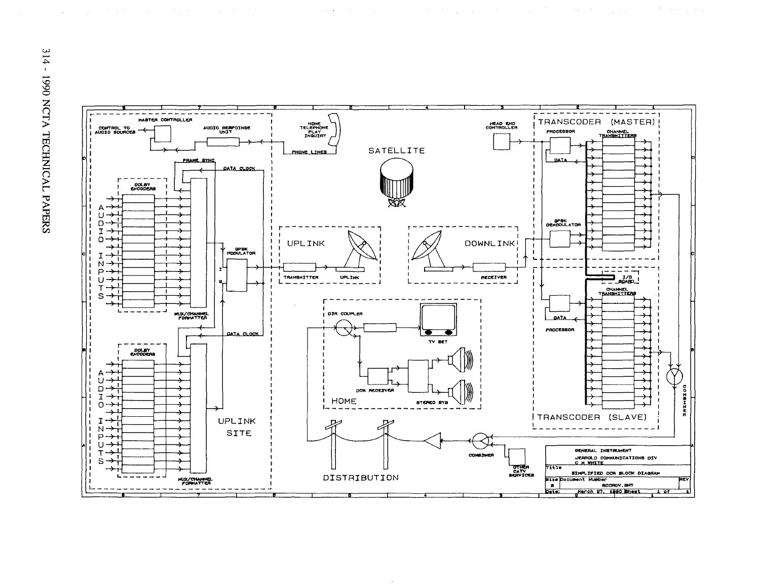MASTER CONTROLLER

CONTROL TO AUDIO SOURCES

AUDIO RESPONSE UNIT

HOME TELEPHONE PLAY INQUIRY

PHONE LINES

FRAME SYNC

DATA CLOCK

DOLBY ENCODERS

AUDIO INPUTS

QPSK MODULATOR

I

Q

MUX/CHANNEL FORMATTER

DATA CLOCK

DOLBY ENCODERS

AUDIO INPUTS

MUX/CHANNEL FORMATTER

UPLINK SITE

SATELLITE

UPLINK

TRANSMITTER

UPLINK

DOWNLINK

RECEIVER

HEAD END CONTROLLER

TRANSCODER (MASTER)

PROCESSOR

CHANNEL TRANSMITTERS

DATA

QPSK DEMODULATOR

I/O BOARD

CHANNEL TRANSMITTERS

DATA

PROCESSOR

TRANSCODER (SLAVE)

COMBINER

DIR COUPLER

TV SET

DCR RECEIVER

STEREO SYS

HOME

DISTRIBUTION

COMBINER

OTHER CATV SERVICES

| GENERAL INSTRUMENT | | |
|---|---|---|
| JERROLD COMMUNICATIONS DIV | | |
| C M WHITE | | |
| Title: SIMPLIFIED DCR BLOCK DIAGRAM | | |
| Size: B | Document Number: BOCROV.SHT | REV |
| Date: March 27, 1990 | Sheet 1 of 1 | |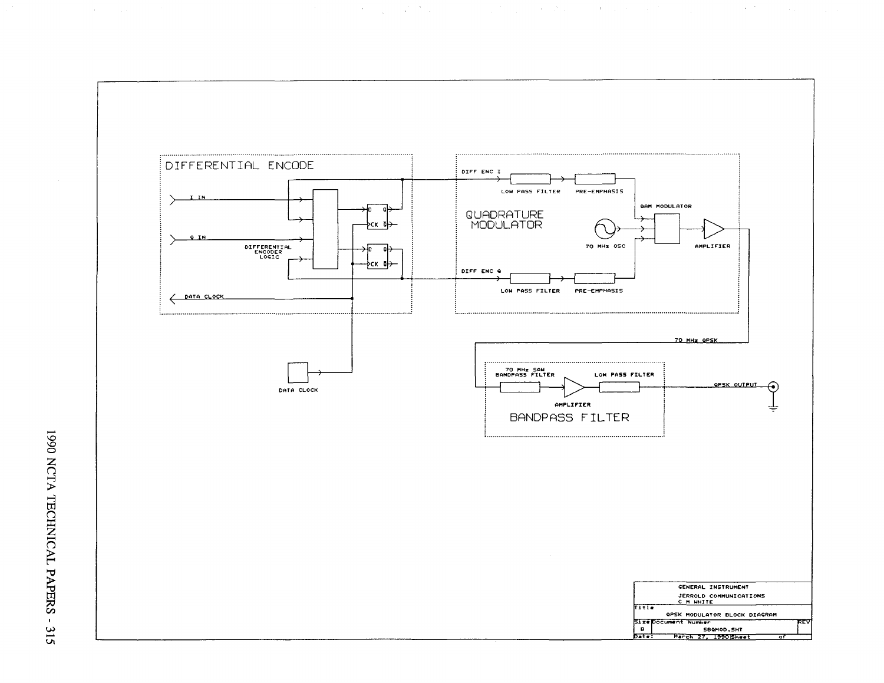DIFFERENTIAL ENCODE

I IN

Q IN

DIFFERENTIAL ENCODER LOGIC

D Q

CK Q̄

DATA CLOCK

DATA CLOCK

QUADRATURE MODULATOR

DIFF ENC I

LOW PASS FILTER

PRE-EMPHASIS

QAM MODULATOR

70 MHz OSC

AMPLIFIER

DIFF ENC Q

LOW PASS FILTER

PRE-EMPHASIS

70 MHz QPSK

BANDPASS FILTER

70 MHz SAW BANDPASS FILTER

AMPLIFIER

LOW PASS FILTER

QPSK OUTPUT

| GENERAL INSTRUMENT<br>JERROLD COMMUNICATIONS<br>C M WHITE | | |
|---|---|---|
| Title | QPSK MODULATOR BLOCK DIAGRAM | |
| Size B | Document Number SBQMOD.SHT | REV |
| Date: | March 27, 1990 | Sheet of |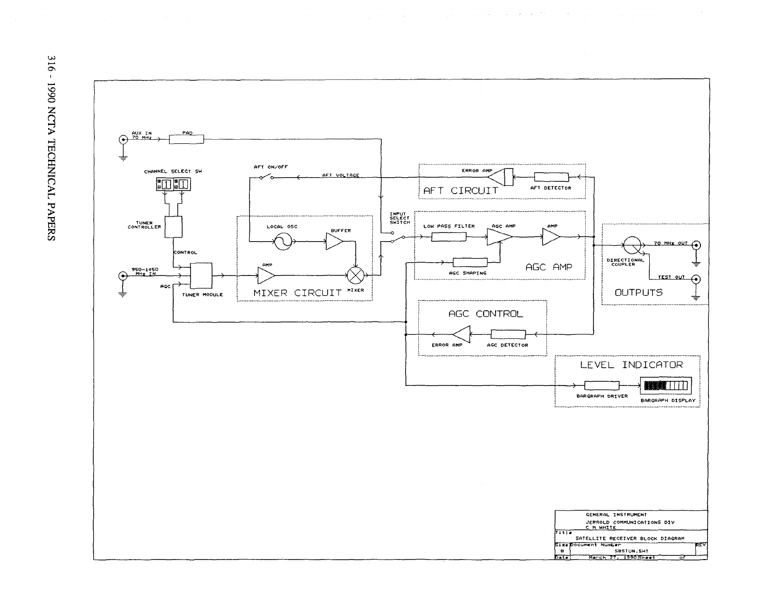AUX IN 70 MHz

PAD

CHANNEL SELECT SW

AFT ON/OFF

AFT VOLTAGE

ERROR AMP

AFT DETECTOR

AFT CIRCUIT

TUNER CONTROLLER

LOCAL OSC

BUFFER

INPUT SELECT SWITCH

LOW PASS FILTER

AGC AMP

AMP

CONTROL

950-1450 MHz IN

AGC

TUNER MODULE

AMP

MIXER

MIXER CIRCUIT

AGC SHAPING

AGC AMP

DIRECTIONAL COUPLER

70 MHz OUT

TEST OUT

OUTPUTS

AGC CONTROL

ERROR AMP

AGC DETECTOR

LEVEL INDICATOR

BARGRAPH DRIVER

BARGRAPH DISPLAY

| GENERAL INSTRUMENT JERROLD COMMUNICATIONS DIV C M WHITE | | |
|---|---|---|
| Title | SATELLITE RECEIVER BLOCK DIAGRAM | |
| Size B | Document Number SBSTUN.SHT | REV |
| Date: | March 27, 1990 | Sheet of |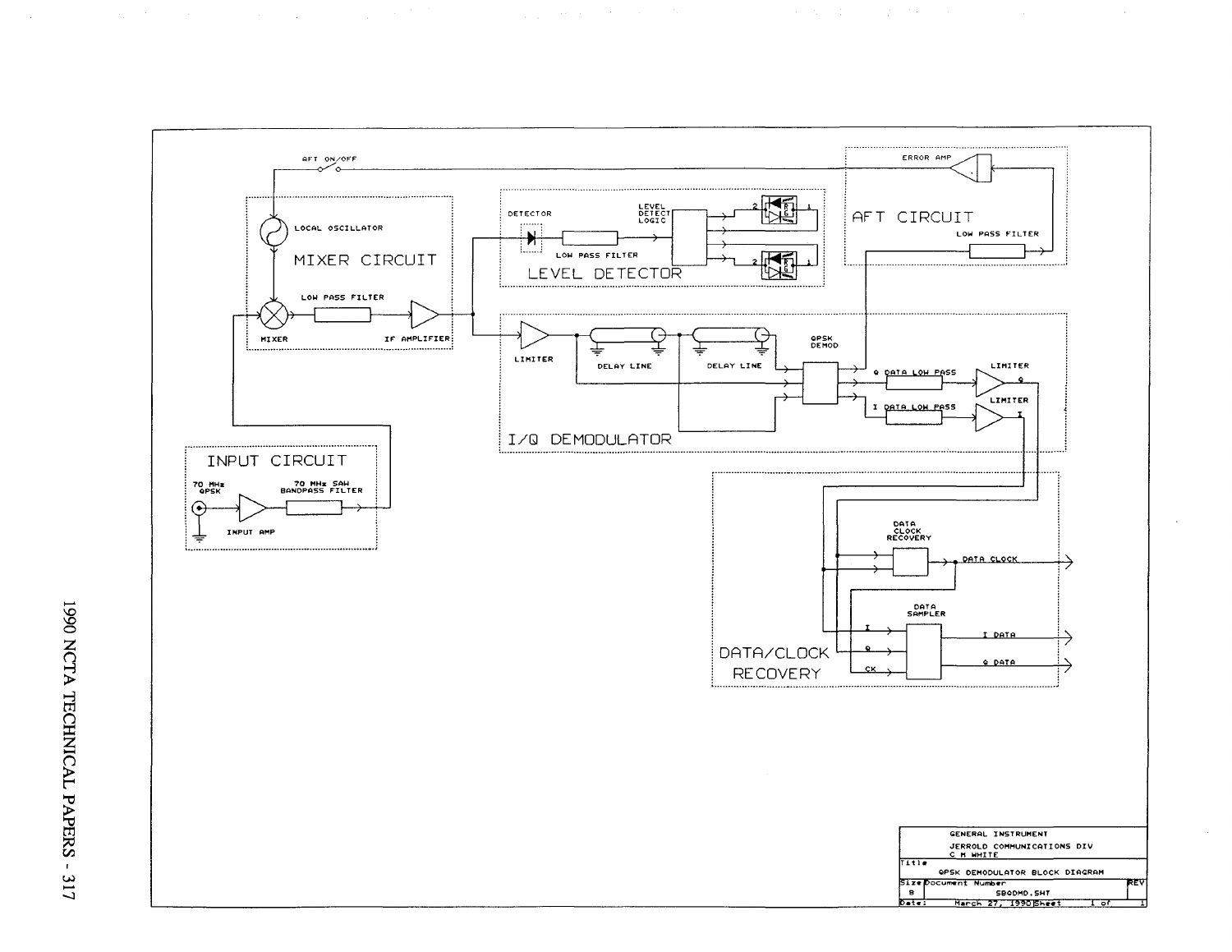AFT ON/OFF

LOCAL OSCILLATOR

MIXER CIRCUIT

LOW PASS FILTER

MIXER

IF AMPLIFIER

DETECTOR

LEVEL DETECT LOGIC

LOW PASS FILTER

LEVEL DETECTOR

ERROR AMP

AFT CIRCUIT

LOW PASS FILTER

LIMITER

DELAY LINE

DELAY LINE

QPSK DEMOD

Q DATA LOW PASS

LIMITER

Q

LIMITER

I DATA LOW PASS

I

I/Q DEMODULATOR

INPUT CIRCUIT

70 MHz QPSK

70 MHz SAW BANDPASS FILTER

INPUT AMP

DATA CLOCK RECOVERY

DATA CLOCK

DATA SAMPLER

I

Q

CK

I DATA

Q DATA

DATA/CLOCK RECOVERY

GENERAL INSTRUMENT

JERROLD COMMUNICATIONS DIV

C M WHITE

Title

QPSK DEMODULATOR BLOCK DIAGRAM

Size B

Document Number SBQDMD.SHT

REV

Date: March 27, 1990

Sheet 1 of 1